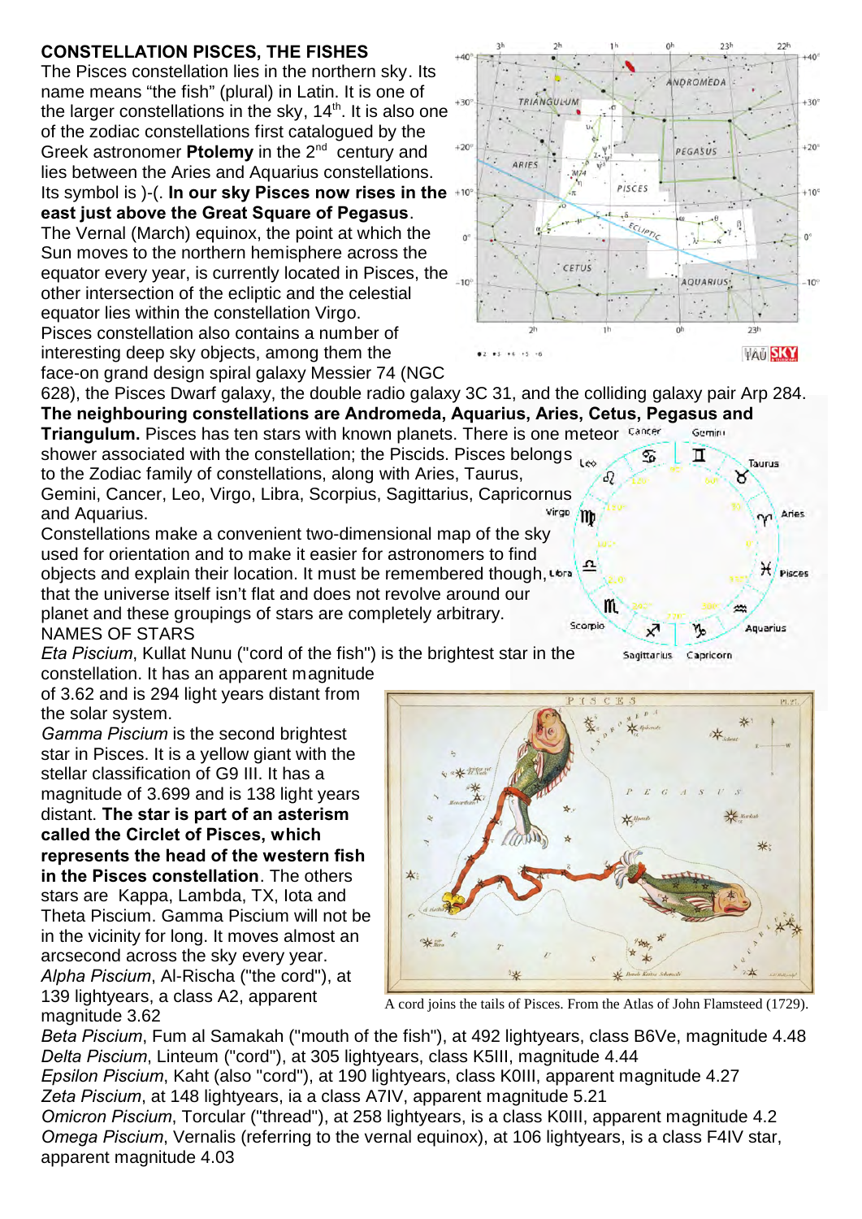## CONSTELLATION PISCES, THE FISHES

The Pisces constellation lies in the northern sky. Its name means "the fish" (plural) in Latin. It is one of the larger constellations in the sky, 14th. It is also one of the zodiac constellations first catalogued by the Greek astronomer **Ptolemy** in the 2nd century and lies between the Aries and Aquarius constellations. Its symbol is )-(. **In our sky Pisces now rises in the east just above the Great Square of Pegasus**. The Vernal (March) equinox, the point at which the Sun moves to the northern hemisphere across the equator every year, is currently located in Pisces, the other intersection of the ecliptic and the celestial equator lies within the constellation Virgo. Pisces constellation also contains a number of interesting deep sky objects, among them the face-on grand design spiral galaxy Messier 74 (NGC 628), the Pisces Dwarf galaxy, the double radio galaxy 3C 31, and the colliding galaxy pair Arp 284. **The neighbouring constellations are Andromeda, Aquarius, Aries, Cetus, Pegasus and Triangulum.** Pisces has ten stars with known planets. There is one meteor shower associated with the constellation; the Piscids. Pisces belongs to the Zodiac family of constellations, along with Aries, Taurus, Gemini, Cancer, Leo, Virgo, Libra, Scorpius, Sagittarius, Capricornus and Aquarius.

Constellations make a convenient two-dimensional map of the sky used for orientation and to make it easier for astronomers to find objects and explain their location. It must be remembered though, that the universe itself isn't flat and does not revolve around our planet and these groupings of stars are completely arbitrary.

NAMES OF STARS

*Eta Piscium*, Kullat Nunu ("cord of the fish") is the brightest star in the constellation. It has an apparent magnitude of 3.62 and is 294 light years distant from the solar system.

*Gamma Piscium* is the second brightest star in Pisces. It is a yellow giant with the stellar classification of G9 III. It has a magnitude of 3.699 and is 138 light years distant. **The star is part of an asterism called the Circlet of Pisces, which represents the head of the western fish in the Pisces constellation**. The others stars are Kappa, Lambda, TX, Iota and Theta Piscium. Gamma Piscium will not be in the vicinity for long. It moves almost an arcsecond across the sky every year.

*Alpha Piscium*, Al-Rischa ("the cord"), at 139 lightyears, a class A2, apparent magnitude 3.62

A cord joins the tails of Pisces. From the Atlas of John Flamsteed (1729).

*Beta Piscium*, Fum al Samakah ("mouth of the fish"), at 492 lightyears, class B6Ve, magnitude 4.48
*Delta Piscium*, Linteum ("cord"), at 305 lightyears, class K5III, magnitude 4.44
*Epsilon Piscium*, Kaht (also "cord"), at 190 lightyears, class K0III, apparent magnitude 4.27
*Zeta Piscium*, at 148 lightyears, ia a class A7IV, apparent magnitude 5.21
*Omicron Piscium*, Torcular ("thread"), at 258 lightyears, is a class K0III, apparent magnitude 4.2
*Omega Piscium*, Vernalis (referring to the vernal equinox), at 106 lightyears, is a class F4IV star, apparent magnitude 4.03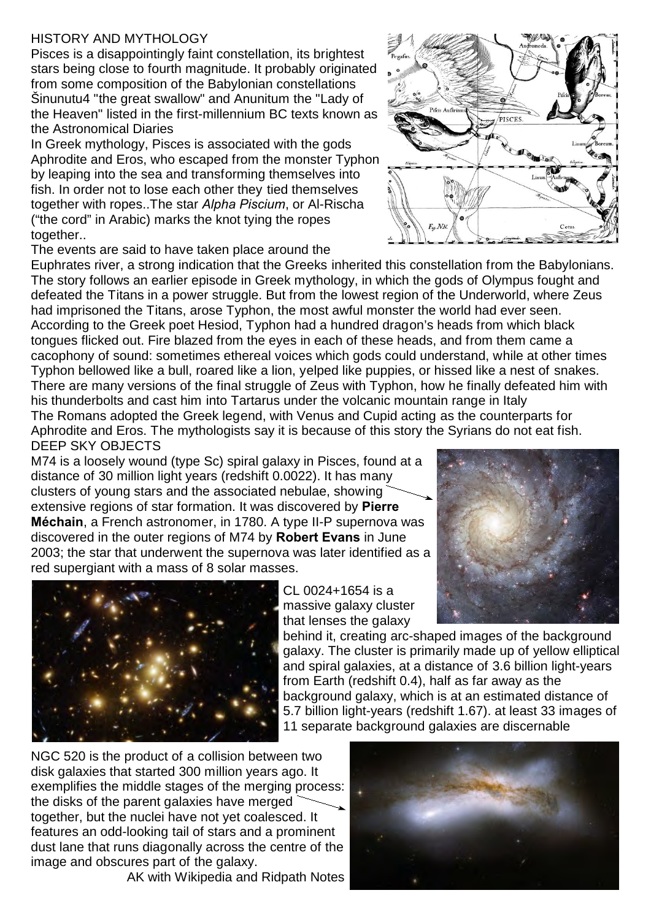## HISTORY AND MYTHOLOGY

Pisces is a disappointingly faint constellation, its brightest stars being close to fourth magnitude. It probably originated from some composition of the Babylonian constellations Šinunutu4 "the great swallow" and Anunitum the "Lady of the Heaven" listed in the first-millennium BC texts known as the Astronomical Diaries

In Greek mythology, Pisces is associated with the gods Aphrodite and Eros, who escaped from the monster Typhon by leaping into the sea and transforming themselves into fish. In order not to lose each other they tied themselves together with ropes..The star *Alpha Piscium*, or Al-Rischa ("the cord" in Arabic) marks the knot tying the ropes together..

The events are said to have taken place around the Euphrates river, a strong indication that the Greeks inherited this constellation from the Babylonians. The story follows an earlier episode in Greek mythology, in which the gods of Olympus fought and defeated the Titans in a power struggle. But from the lowest region of the Underworld, where Zeus had imprisoned the Titans, arose Typhon, the most awful monster the world had ever seen. According to the Greek poet Hesiod, Typhon had a hundred dragon's heads from which black tongues flicked out. Fire blazed from the eyes in each of these heads, and from them came a cacophony of sound: sometimes ethereal voices which gods could understand, while at other times Typhon bellowed like a bull, roared like a lion, yelped like puppies, or hissed like a nest of snakes. There are many versions of the final struggle of Zeus with Typhon, how he finally defeated him with his thunderbolts and cast him into Tartarus under the volcanic mountain range in Italy

The Romans adopted the Greek legend, with Venus and Cupid acting as the counterparts for Aphrodite and Eros. The mythologists say it is because of this story the Syrians do not eat fish.

## DEEP SKY OBJECTS

M74 is a loosely wound (type Sc) spiral galaxy in Pisces, found at a distance of 30 million light years (redshift 0.0022). It has many clusters of young stars and the associated nebulae, showing extensive regions of star formation. It was discovered by **Pierre Méchain**, a French astronomer, in 1780. A type II-P supernova was discovered in the outer regions of M74 by **Robert Evans** in June 2003; the star that underwent the supernova was later identified as a red supergiant with a mass of 8 solar masses.

CL 0024+1654 is a massive galaxy cluster that lenses the galaxy behind it, creating arc-shaped images of the background galaxy. The cluster is primarily made up of yellow elliptical and spiral galaxies, at a distance of 3.6 billion light-years from Earth (redshift 0.4), half as far away as the background galaxy, which is at an estimated distance of 5.7 billion light-years (redshift 1.67). at least 33 images of 11 separate background galaxies are discernable

NGC 520 is the product of a collision between two disk galaxies that started 300 million years ago. It exemplifies the middle stages of the merging process: the disks of the parent galaxies have merged together, but the nuclei have not yet coalesced. It features an odd-looking tail of stars and a prominent dust lane that runs diagonally across the centre of the image and obscures part of the galaxy.

AK with Wikipedia and Ridpath Notes